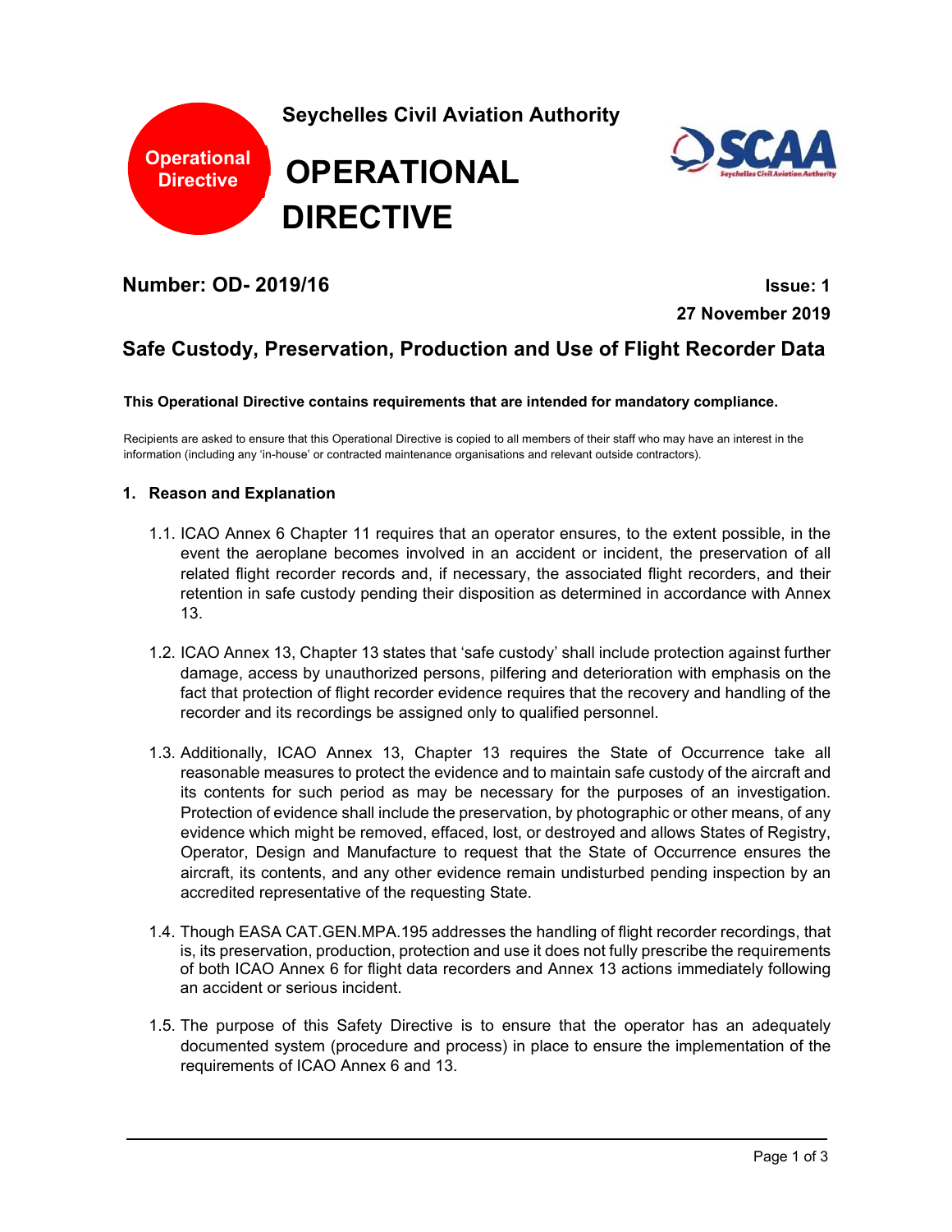Operational Directive

**Seychelles Civil Aviation Authority**

# OPERATIONAL DIRECTIVE

SCAA Seychelles Civil Aviation Authority

**Number: OD- 2019/16**

**Issue: 1**
**27 November 2019**

## Safe Custody, Preservation, Production and Use of Flight Recorder Data

**This Operational Directive contains requirements that are intended for mandatory compliance.**

Recipients are asked to ensure that this Operational Directive is copied to all members of their staff who may have an interest in the information (including any 'in-house' or contracted maintenance organisations and relevant outside contractors).

### 1. Reason and Explanation

1.1. ICAO Annex 6 Chapter 11 requires that an operator ensures, to the extent possible, in the event the aeroplane becomes involved in an accident or incident, the preservation of all related flight recorder records and, if necessary, the associated flight recorders, and their retention in safe custody pending their disposition as determined in accordance with Annex 13.

1.2. ICAO Annex 13, Chapter 13 states that 'safe custody' shall include protection against further damage, access by unauthorized persons, pilfering and deterioration with emphasis on the fact that protection of flight recorder evidence requires that the recovery and handling of the recorder and its recordings be assigned only to qualified personnel.

1.3. Additionally, ICAO Annex 13, Chapter 13 requires the State of Occurrence take all reasonable measures to protect the evidence and to maintain safe custody of the aircraft and its contents for such period as may be necessary for the purposes of an investigation. Protection of evidence shall include the preservation, by photographic or other means, of any evidence which might be removed, effaced, lost, or destroyed and allows States of Registry, Operator, Design and Manufacture to request that the State of Occurrence ensures the aircraft, its contents, and any other evidence remain undisturbed pending inspection by an accredited representative of the requesting State.

1.4. Though EASA CAT.GEN.MPA.195 addresses the handling of flight recorder recordings, that is, its preservation, production, protection and use it does not fully prescribe the requirements of both ICAO Annex 6 for flight data recorders and Annex 13 actions immediately following an accident or serious incident.

1.5. The purpose of this Safety Directive is to ensure that the operator has an adequately documented system (procedure and process) in place to ensure the implementation of the requirements of ICAO Annex 6 and 13.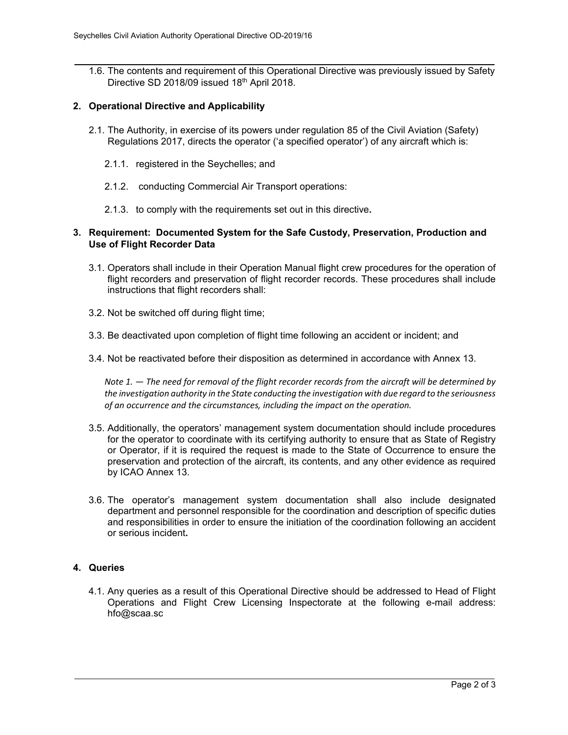1.6. The contents and requirement of this Operational Directive was previously issued by Safety Directive SD 2018/09 issued 18th April 2018.

## 2. Operational Directive and Applicability

2.1. The Authority, in exercise of its powers under regulation 85 of the Civil Aviation (Safety) Regulations 2017, directs the operator ('a specified operator') of any aircraft which is:

2.1.1. registered in the Seychelles; and

2.1.2. conducting Commercial Air Transport operations:

2.1.3. to comply with the requirements set out in this directive**.**

## 3. Requirement: Documented System for the Safe Custody, Preservation, Production and Use of Flight Recorder Data

3.1. Operators shall include in their Operation Manual flight crew procedures for the operation of flight recorders and preservation of flight recorder records. These procedures shall include instructions that flight recorders shall:

3.2. Not be switched off during flight time;

3.3. Be deactivated upon completion of flight time following an accident or incident; and

3.4. Not be reactivated before their disposition as determined in accordance with Annex 13.

*Note 1. — The need for removal of the flight recorder records from the aircraft will be determined by the investigation authority in the State conducting the investigation with due regard to the seriousness of an occurrence and the circumstances, including the impact on the operation.*

3.5. Additionally, the operators' management system documentation should include procedures for the operator to coordinate with its certifying authority to ensure that as State of Registry or Operator, if it is required the request is made to the State of Occurrence to ensure the preservation and protection of the aircraft, its contents, and any other evidence as required by ICAO Annex 13.

3.6. The operator's management system documentation shall also include designated department and personnel responsible for the coordination and description of specific duties and responsibilities in order to ensure the initiation of the coordination following an accident or serious incident**.**

## 4. Queries

4.1. Any queries as a result of this Operational Directive should be addressed to Head of Flight Operations and Flight Crew Licensing Inspectorate at the following e-mail address: hfo@scaa.sc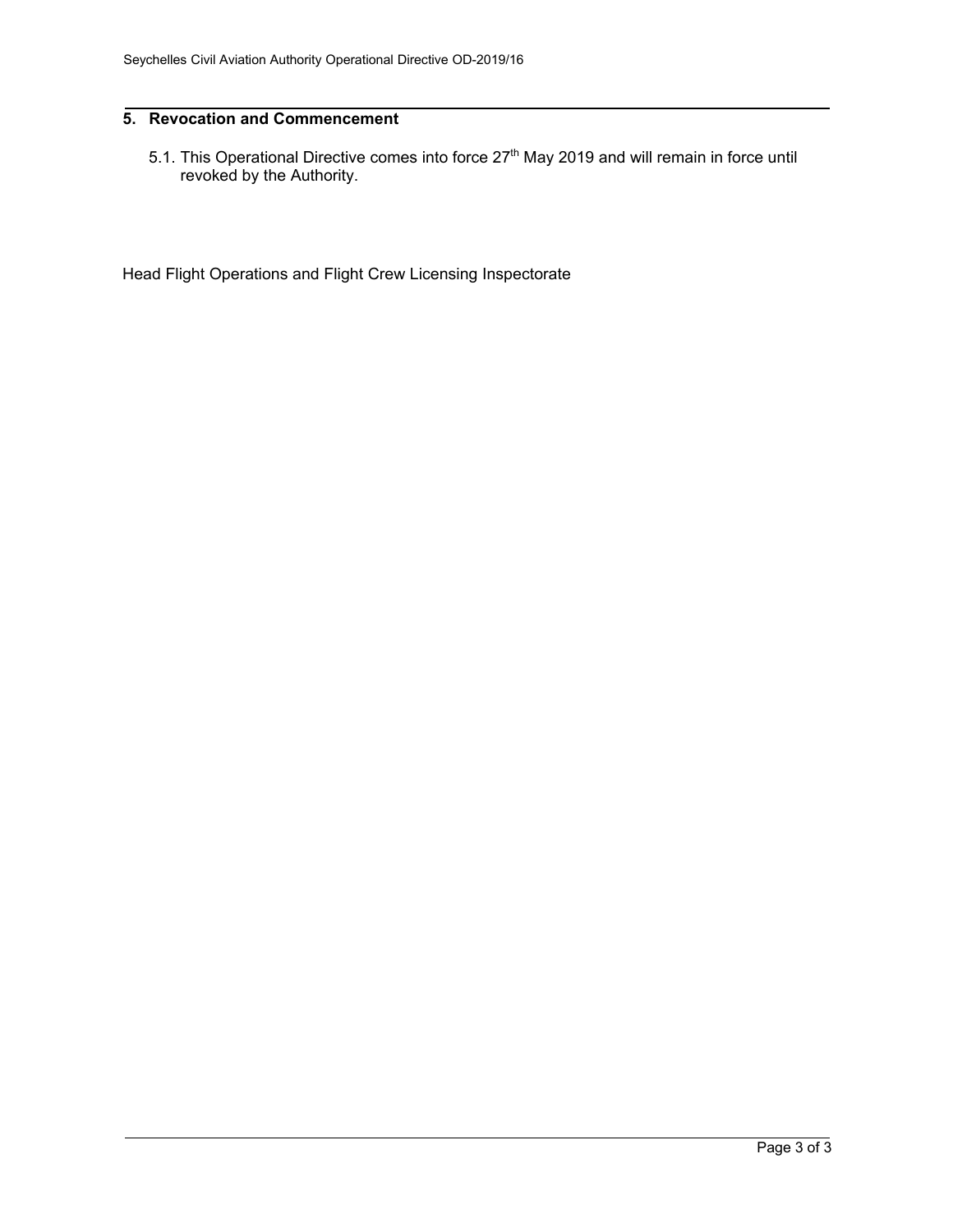## 5. Revocation and Commencement

5.1. This Operational Directive comes into force 27th May 2019 and will remain in force until revoked by the Authority.

Head Flight Operations and Flight Crew Licensing Inspectorate